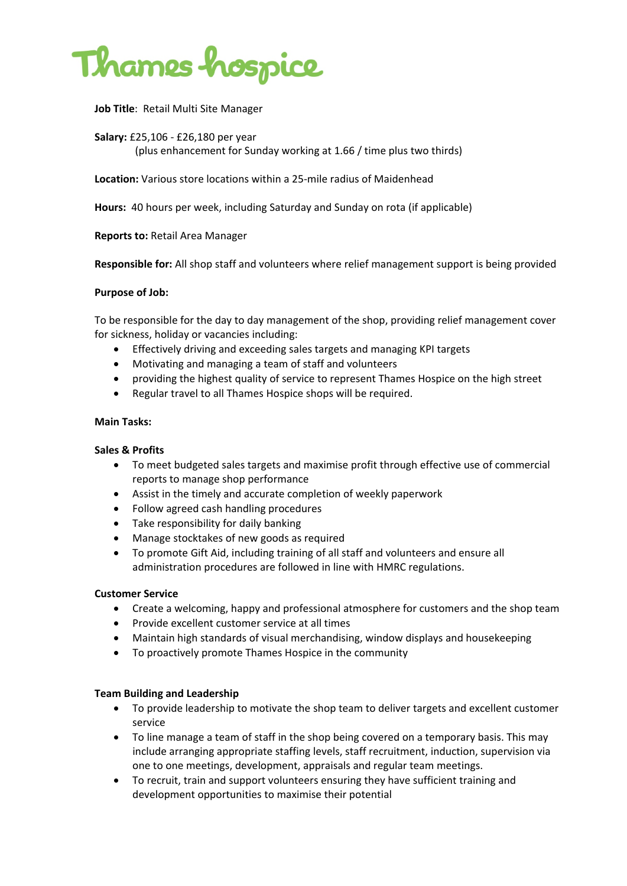# Thames hospice

**Job Title**: Retail Multi Site Manager

**Salary:** £25,106 - £26,180 per year
(plus enhancement for Sunday working at 1.66 / time plus two thirds)

**Location:** Various store locations within a 25-mile radius of Maidenhead

**Hours:** 40 hours per week, including Saturday and Sunday on rota (if applicable)

**Reports to:** Retail Area Manager

**Responsible for:** All shop staff and volunteers where relief management support is being provided

**Purpose of Job:**

To be responsible for the day to day management of the shop, providing relief management cover for sickness, holiday or vacancies including:

- Effectively driving and exceeding sales targets and managing KPI targets
- Motivating and managing a team of staff and volunteers
- providing the highest quality of service to represent Thames Hospice on the high street
- Regular travel to all Thames Hospice shops will be required.

**Main Tasks:**

**Sales & Profits**

- To meet budgeted sales targets and maximise profit through effective use of commercial reports to manage shop performance
- Assist in the timely and accurate completion of weekly paperwork
- Follow agreed cash handling procedures
- Take responsibility for daily banking
- Manage stocktakes of new goods as required
- To promote Gift Aid, including training of all staff and volunteers and ensure all administration procedures are followed in line with HMRC regulations.

**Customer Service**

- Create a welcoming, happy and professional atmosphere for customers and the shop team
- Provide excellent customer service at all times
- Maintain high standards of visual merchandising, window displays and housekeeping
- To proactively promote Thames Hospice in the community

**Team Building and Leadership**

- To provide leadership to motivate the shop team to deliver targets and excellent customer service
- To line manage a team of staff in the shop being covered on a temporary basis. This may include arranging appropriate staffing levels, staff recruitment, induction, supervision via one to one meetings, development, appraisals and regular team meetings.
- To recruit, train and support volunteers ensuring they have sufficient training and development opportunities to maximise their potential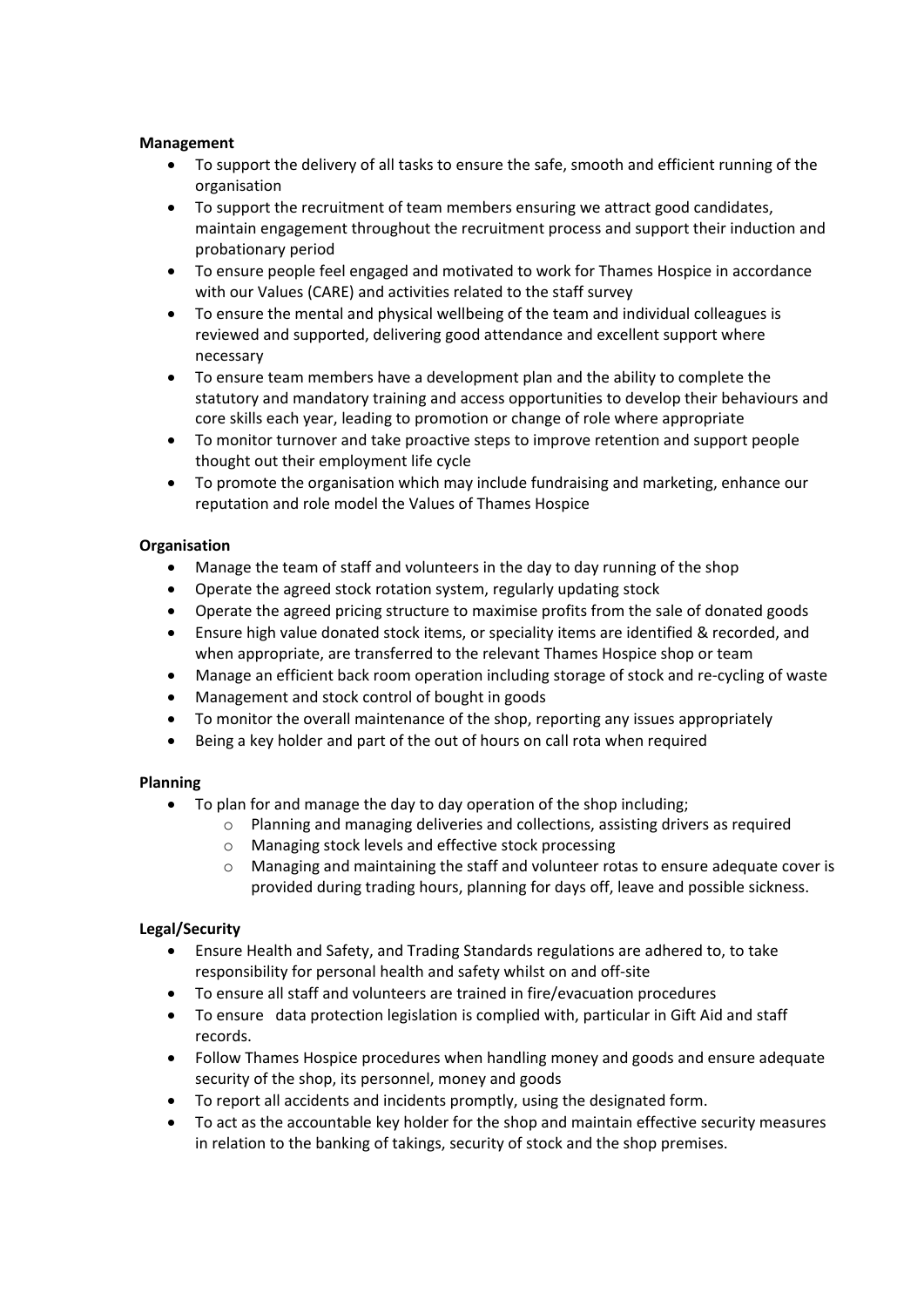**Management**

- To support the delivery of all tasks to ensure the safe, smooth and efficient running of the organisation
- To support the recruitment of team members ensuring we attract good candidates, maintain engagement throughout the recruitment process and support their induction and probationary period
- To ensure people feel engaged and motivated to work for Thames Hospice in accordance with our Values (CARE) and activities related to the staff survey
- To ensure the mental and physical wellbeing of the team and individual colleagues is reviewed and supported, delivering good attendance and excellent support where necessary
- To ensure team members have a development plan and the ability to complete the statutory and mandatory training and access opportunities to develop their behaviours and core skills each year, leading to promotion or change of role where appropriate
- To monitor turnover and take proactive steps to improve retention and support people thought out their employment life cycle
- To promote the organisation which may include fundraising and marketing, enhance our reputation and role model the Values of Thames Hospice

**Organisation**

- Manage the team of staff and volunteers in the day to day running of the shop
- Operate the agreed stock rotation system, regularly updating stock
- Operate the agreed pricing structure to maximise profits from the sale of donated goods
- Ensure high value donated stock items, or speciality items are identified & recorded, and when appropriate, are transferred to the relevant Thames Hospice shop or team
- Manage an efficient back room operation including storage of stock and re-cycling of waste
- Management and stock control of bought in goods
- To monitor the overall maintenance of the shop, reporting any issues appropriately
- Being a key holder and part of the out of hours on call rota when required

**Planning**

- To plan for and manage the day to day operation of the shop including;
  - Planning and managing deliveries and collections, assisting drivers as required
  - Managing stock levels and effective stock processing
  - Managing and maintaining the staff and volunteer rotas to ensure adequate cover is provided during trading hours, planning for days off, leave and possible sickness.

**Legal/Security**

- Ensure Health and Safety, and Trading Standards regulations are adhered to, to take responsibility for personal health and safety whilst on and off-site
- To ensure all staff and volunteers are trained in fire/evacuation procedures
- To ensure data protection legislation is complied with, particular in Gift Aid and staff records.
- Follow Thames Hospice procedures when handling money and goods and ensure adequate security of the shop, its personnel, money and goods
- To report all accidents and incidents promptly, using the designated form.
- To act as the accountable key holder for the shop and maintain effective security measures in relation to the banking of takings, security of stock and the shop premises.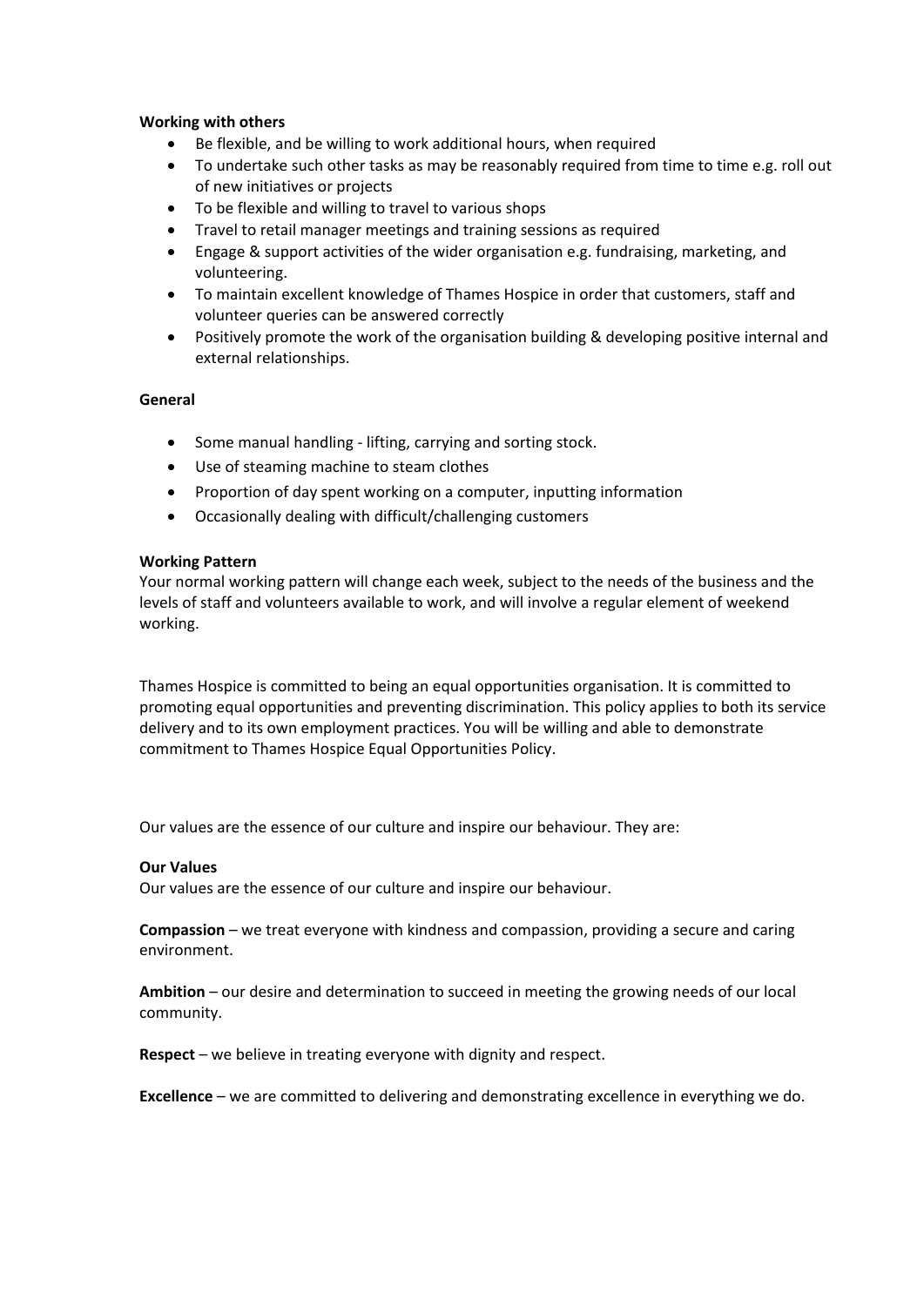**Working with others**

- Be flexible, and be willing to work additional hours, when required
- To undertake such other tasks as may be reasonably required from time to time e.g. roll out of new initiatives or projects
- To be flexible and willing to travel to various shops
- Travel to retail manager meetings and training sessions as required
- Engage & support activities of the wider organisation e.g. fundraising, marketing, and volunteering.
- To maintain excellent knowledge of Thames Hospice in order that customers, staff and volunteer queries can be answered correctly
- Positively promote the work of the organisation building & developing positive internal and external relationships.

**General**

- Some manual handling - lifting, carrying and sorting stock.
- Use of steaming machine to steam clothes
- Proportion of day spent working on a computer, inputting information
- Occasionally dealing with difficult/challenging customers

**Working Pattern**

Your normal working pattern will change each week, subject to the needs of the business and the levels of staff and volunteers available to work, and will involve a regular element of weekend working.

Thames Hospice is committed to being an equal opportunities organisation. It is committed to promoting equal opportunities and preventing discrimination. This policy applies to both its service delivery and to its own employment practices. You will be willing and able to demonstrate commitment to Thames Hospice Equal Opportunities Policy.

Our values are the essence of our culture and inspire our behaviour. They are:

**Our Values**

Our values are the essence of our culture and inspire our behaviour.

**Compassion** – we treat everyone with kindness and compassion, providing a secure and caring environment.

**Ambition** – our desire and determination to succeed in meeting the growing needs of our local community.

**Respect** – we believe in treating everyone with dignity and respect.

**Excellence** – we are committed to delivering and demonstrating excellence in everything we do.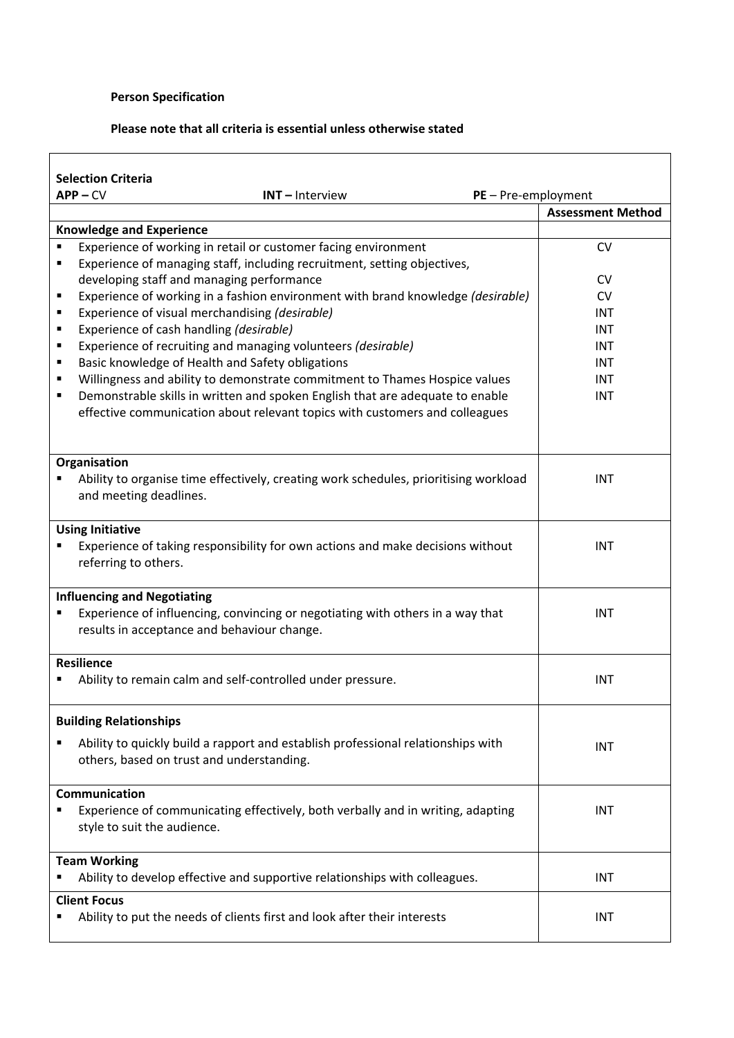**Person Specification**

**Please note that all criteria is essential unless otherwise stated**

| **Selection Criteria**<br>**APP –** CV **INT –** Interview **PE** – Pre-employment | |
|---|---|
| | **Assessment Method** |
| **Knowledge and Experience** | |
| ▪ Experience of working in retail or customer facing environment | CV |
| ▪ Experience of managing staff, including recruitment, setting objectives, developing staff and managing performance | CV |
| ▪ Experience of working in a fashion environment with brand knowledge *(desirable)* | CV |
| ▪ Experience of visual merchandising *(desirable)* | INT |
| ▪ Experience of cash handling *(desirable)* | INT |
| ▪ Experience of recruiting and managing volunteers *(desirable)* | INT |
| ▪ Basic knowledge of Health and Safety obligations | INT |
| ▪ Willingness and ability to demonstrate commitment to Thames Hospice values | INT |
| ▪ Demonstrable skills in written and spoken English that are adequate to enable effective communication about relevant topics with customers and colleagues | INT |
| **Organisation**<br>▪ Ability to organise time effectively, creating work schedules, prioritising workload and meeting deadlines. | INT |
| **Using Initiative**<br>▪ Experience of taking responsibility for own actions and make decisions without referring to others. | INT |
| **Influencing and Negotiating**<br>▪ Experience of influencing, convincing or negotiating with others in a way that results in acceptance and behaviour change. | INT |
| **Resilience**<br>▪ Ability to remain calm and self-controlled under pressure. | INT |
| **Building Relationships**<br>▪ Ability to quickly build a rapport and establish professional relationships with others, based on trust and understanding. | INT |
| **Communication**<br>▪ Experience of communicating effectively, both verbally and in writing, adapting style to suit the audience. | INT |
| **Team Working**<br>▪ Ability to develop effective and supportive relationships with colleagues. | INT |
| **Client Focus**<br>▪ Ability to put the needs of clients first and look after their interests | INT |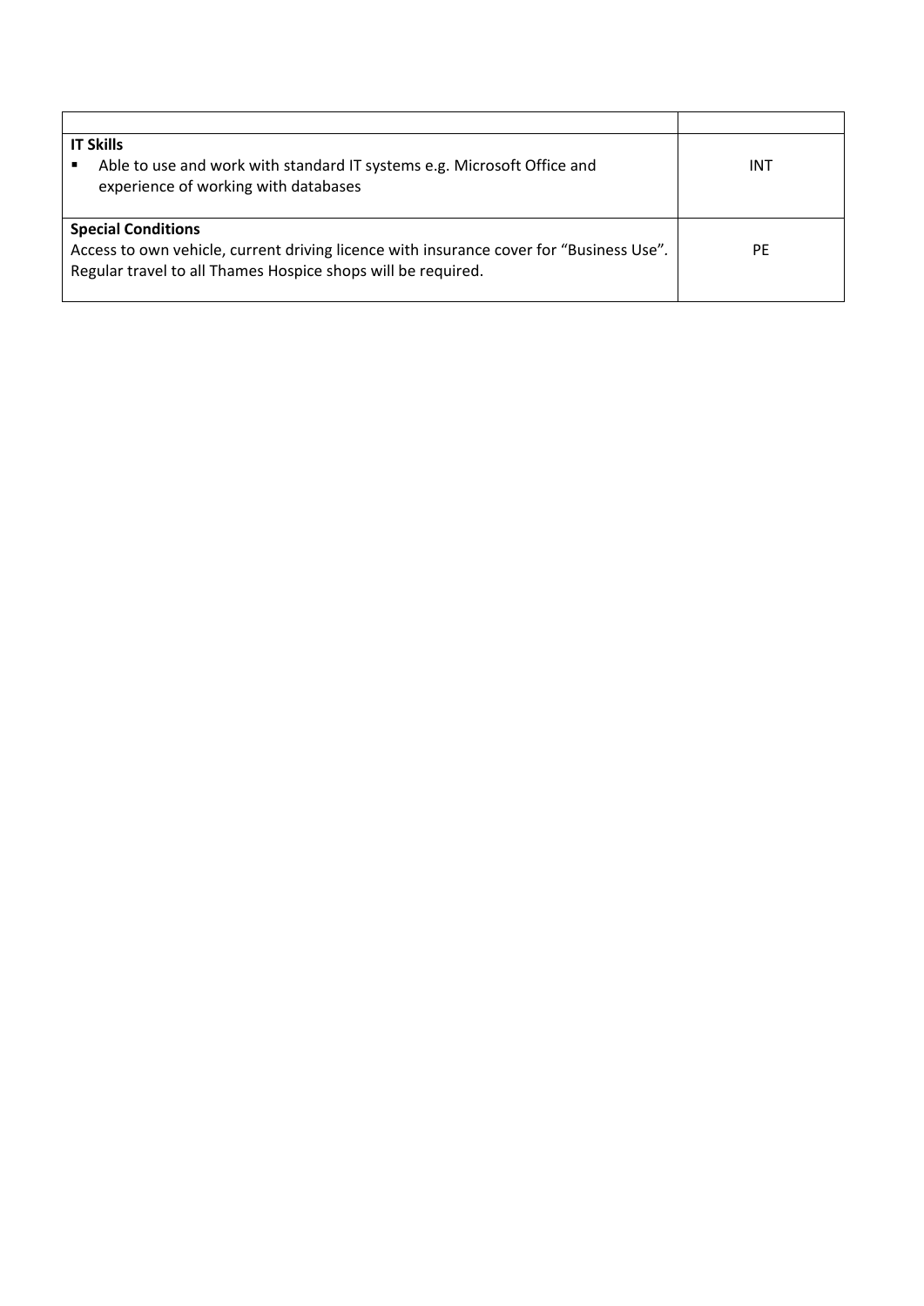| | |
|---|---|
| **IT Skills**<br>▪ Able to use and work with standard IT systems e.g. Microsoft Office and experience of working with databases | INT |
| **Special Conditions**<br>Access to own vehicle, current driving licence with insurance cover for "Business Use". Regular travel to all Thames Hospice shops will be required. | PE |